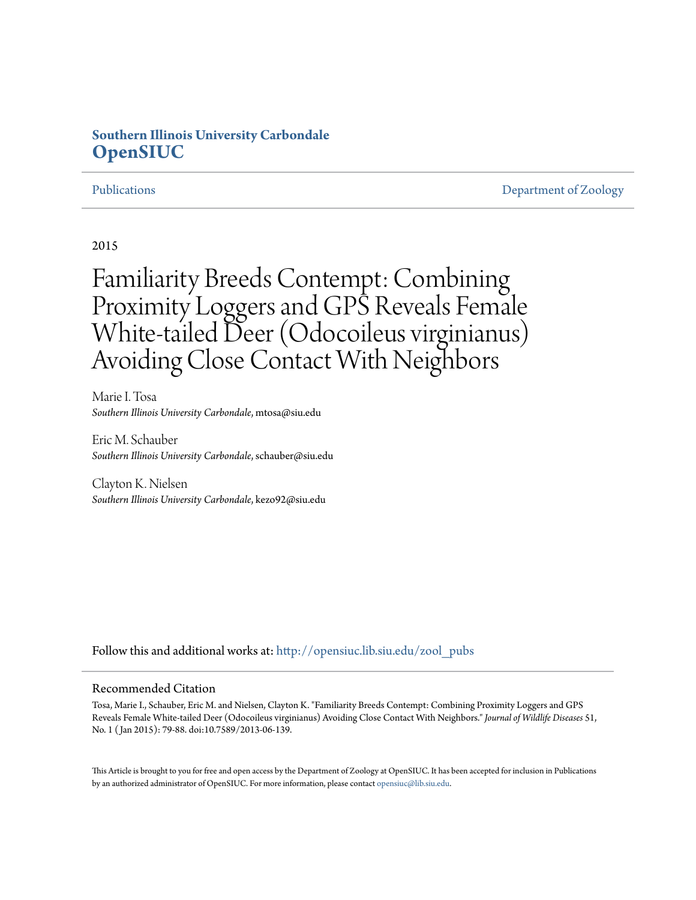**Southern Illinois University Carbondale**
**OpenSIUC**

Publications | Department of Zoology

2015

# Familiarity Breeds Contempt: Combining Proximity Loggers and GPS Reveals Female White-tailed Deer (Odocoileus virginianus) Avoiding Close Contact With Neighbors

Marie I. Tosa
*Southern Illinois University Carbondale*, mtosa@siu.edu

Eric M. Schauber
*Southern Illinois University Carbondale*, schauber@siu.edu

Clayton K. Nielsen
*Southern Illinois University Carbondale*, kezo92@siu.edu

Follow this and additional works at: http://opensiuc.lib.siu.edu/zool_pubs

## Recommended Citation

Tosa, Marie I., Schauber, Eric M. and Nielsen, Clayton K. "Familiarity Breeds Contempt: Combining Proximity Loggers and GPS Reveals Female White-tailed Deer (Odocoileus virginianus) Avoiding Close Contact With Neighbors." *Journal of Wildlife Diseases* 51, No. 1 (Jan 2015): 79-88. doi:10.7589/2013-06-139.

This Article is brought to you for free and open access by the Department of Zoology at OpenSIUC. It has been accepted for inclusion in Publications by an authorized administrator of OpenSIUC. For more information, please contact opensiuc@lib.siu.edu.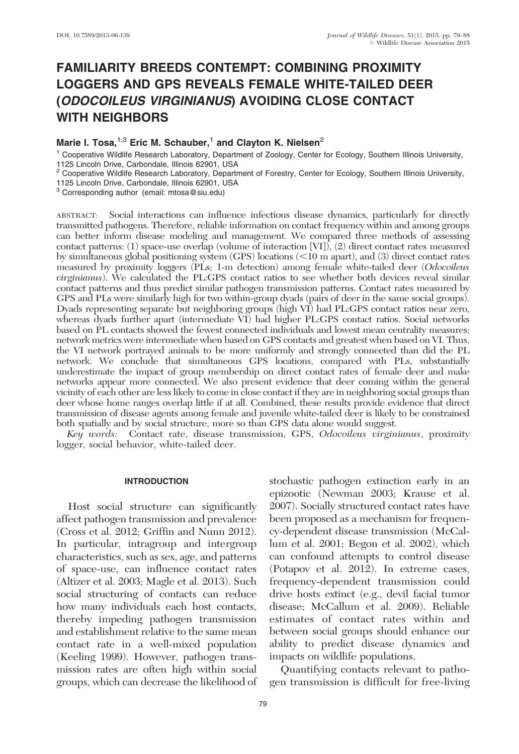# FAMILIARITY BREEDS CONTEMPT: COMBINING PROXIMITY LOGGERS AND GPS REVEALS FEMALE WHITE-TAILED DEER (*ODOCOILEUS VIRGINIANUS*) AVOIDING CLOSE CONTACT WITH NEIGHBORS

**Marie I. Tosa,[1,3] Eric M. Schauber,[1] and Clayton K. Nielsen[2]**

[1] Cooperative Wildlife Research Laboratory, Department of Zoology, Center for Ecology, Southern Illinois University, 1125 Lincoln Drive, Carbondale, Illinois 62901, USA
[2] Cooperative Wildlife Research Laboratory, Department of Forestry, Center for Ecology, Southern Illinois University, 1125 Lincoln Drive, Carbondale, Illinois 62901, USA
[3] Corresponding author (email: mtosa@siu.edu)

ABSTRACT: Social interactions can influence infectious disease dynamics, particularly for directly transmitted pathogens. Therefore, reliable information on contact frequency within and among groups can better inform disease modeling and management. We compared three methods of assessing contact patterns: (1) space-use overlap (volume of interaction [VI]), (2) direct contact rates measured by simultaneous global positioning system (GPS) locations (<10 m apart), and (3) direct contact rates measured by proximity loggers (PLs; 1-m detection) among female white-tailed deer (*Odocoileus virginianus*). We calculated the PL:GPS contact ratios to see whether both devices reveal similar contact patterns and thus predict similar pathogen transmission patterns. Contact rates measured by GPS and PLs were similarly high for two within-group dyads (pairs of deer in the same social groups). Dyads representing separate but neighboring groups (high VI) had PL:GPS contact ratios near zero, whereas dyads further apart (intermediate VI) had higher PL:GPS contact ratios. Social networks based on PL contacts showed the fewest connected individuals and lowest mean centrality measures; network metrics were intermediate when based on GPS contacts and greatest when based on VI. Thus, the VI network portrayed animals to be more uniformly and strongly connected than did the PL network. We conclude that simultaneous GPS locations, compared with PLs, substantially underestimate the impact of group membership on direct contact rates of female deer and make networks appear more connected. We also present evidence that deer coming within the general vicinity of each other are less likely to come in close contact if they are in neighboring social groups than deer whose home ranges overlap little if at all. Combined, these results provide evidence that direct transmission of disease agents among female and juvenile white-tailed deer is likely to be constrained both spatially and by social structure, more so than GPS data alone would suggest.

*Key words:* Contact rate, disease transmission, GPS, *Odocoileus virginianus*, proximity logger, social behavior, white-tailed deer.

## INTRODUCTION

Host social structure can significantly affect pathogen transmission and prevalence (Cross et al. 2012; Griffin and Nunn 2012). In particular, intragroup and intergroup characteristics, such as sex, age, and patterns of space-use, can influence contact rates (Altizer et al. 2003; Magle et al. 2013). Such social structuring of contacts can reduce how many individuals each host contacts, thereby impeding pathogen transmission and establishment relative to the same mean contact rate in a well-mixed population (Keeling 1999). However, pathogen transmission rates are often high within social groups, which can decrease the likelihood of stochastic pathogen extinction early in an epizootic (Newman 2003; Krause et al. 2007). Socially structured contact rates have been proposed as a mechanism for frequency-dependent disease transmission (McCallum et al. 2001; Begon et al. 2002), which can confound attempts to control disease (Potapov et al. 2012). In extreme cases, frequency-dependent transmission could drive hosts extinct (e.g., devil facial tumor disease; McCallum et al. 2009). Reliable estimates of contact rates within and between social groups should enhance our ability to predict disease dynamics and impacts on wildlife populations.

Quantifying contacts relevant to pathogen transmission is difficult for free-living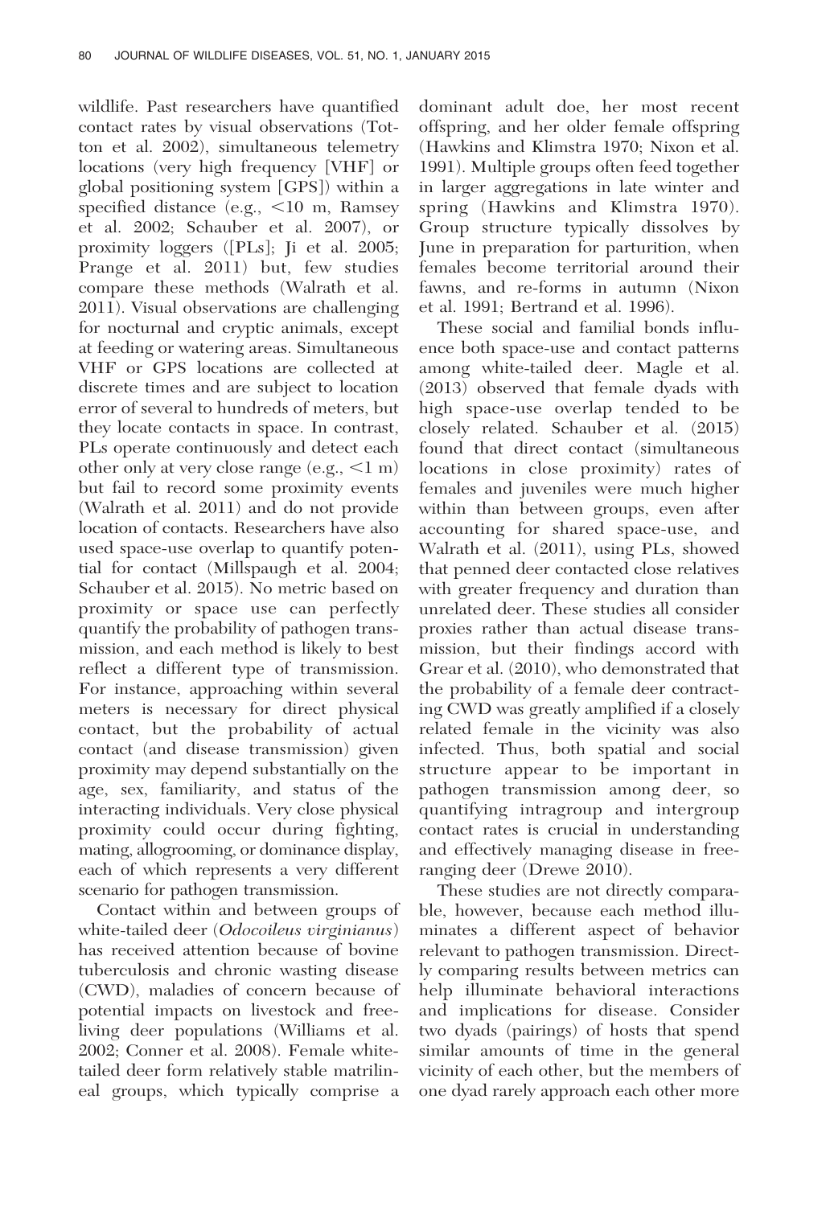wildlife. Past researchers have quantified contact rates by visual observations (Totton et al. 2002), simultaneous telemetry locations (very high frequency [VHF] or global positioning system [GPS]) within a specified distance (e.g., <10 m, Ramsey et al. 2002; Schauber et al. 2007), or proximity loggers ([PLs]; Ji et al. 2005; Prange et al. 2011) but, few studies compare these methods (Walrath et al. 2011). Visual observations are challenging for nocturnal and cryptic animals, except at feeding or watering areas. Simultaneous VHF or GPS locations are collected at discrete times and are subject to location error of several to hundreds of meters, but they locate contacts in space. In contrast, PLs operate continuously and detect each other only at very close range (e.g., <1 m) but fail to record some proximity events (Walrath et al. 2011) and do not provide location of contacts. Researchers have also used space-use overlap to quantify potential for contact (Millspaugh et al. 2004; Schauber et al. 2015). No metric based on proximity or space use can perfectly quantify the probability of pathogen transmission, and each method is likely to best reflect a different type of transmission. For instance, approaching within several meters is necessary for direct physical contact, but the probability of actual contact (and disease transmission) given proximity may depend substantially on the age, sex, familiarity, and status of the interacting individuals. Very close physical proximity could occur during fighting, mating, allogrooming, or dominance display, each of which represents a very different scenario for pathogen transmission.

Contact within and between groups of white-tailed deer (*Odocoileus virginianus*) has received attention because of bovine tuberculosis and chronic wasting disease (CWD), maladies of concern because of potential impacts on livestock and free-living deer populations (Williams et al. 2002; Conner et al. 2008). Female white-tailed deer form relatively stable matrilineal groups, which typically comprise a dominant adult doe, her most recent offspring, and her older female offspring (Hawkins and Klimstra 1970; Nixon et al. 1991). Multiple groups often feed together in larger aggregations in late winter and spring (Hawkins and Klimstra 1970). Group structure typically dissolves by June in preparation for parturition, when females become territorial around their fawns, and re-forms in autumn (Nixon et al. 1991; Bertrand et al. 1996).

These social and familial bonds influence both space-use and contact patterns among white-tailed deer. Magle et al. (2013) observed that female dyads with high space-use overlap tended to be closely related. Schauber et al. (2015) found that direct contact (simultaneous locations in close proximity) rates of females and juveniles were much higher within than between groups, even after accounting for shared space-use, and Walrath et al. (2011), using PLs, showed that penned deer contacted close relatives with greater frequency and duration than unrelated deer. These studies all consider proxies rather than actual disease transmission, but their findings accord with Grear et al. (2010), who demonstrated that the probability of a female deer contracting CWD was greatly amplified if a closely related female in the vicinity was also infected. Thus, both spatial and social structure appear to be important in pathogen transmission among deer, so quantifying intragroup and intergroup contact rates is crucial in understanding and effectively managing disease in free-ranging deer (Drewe 2010).

These studies are not directly comparable, however, because each method illuminates a different aspect of behavior relevant to pathogen transmission. Directly comparing results between metrics can help illuminate behavioral interactions and implications for disease. Consider two dyads (pairings) of hosts that spend similar amounts of time in the general vicinity of each other, but the members of one dyad rarely approach each other more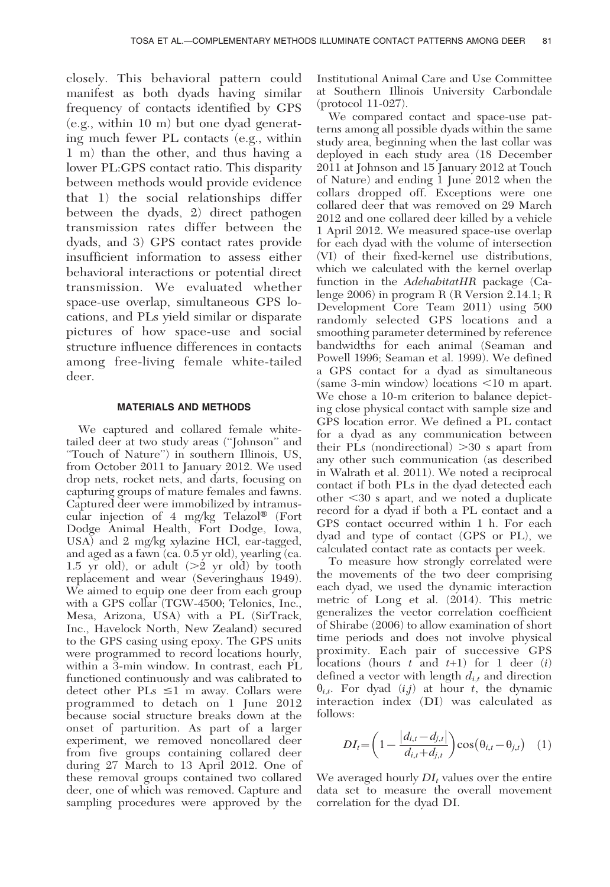closely. This behavioral pattern could manifest as both dyads having similar frequency of contacts identified by GPS (e.g., within 10 m) but one dyad generating much fewer PL contacts (e.g., within 1 m) than the other, and thus having a lower PL:GPS contact ratio. This disparity between methods would provide evidence that 1) the social relationships differ between the dyads, 2) direct pathogen transmission rates differ between the dyads, and 3) GPS contact rates provide insufficient information to assess either behavioral interactions or potential direct transmission. We evaluated whether space-use overlap, simultaneous GPS locations, and PLs yield similar or disparate pictures of how space-use and social structure influence differences in contacts among free-living female white-tailed deer.

## MATERIALS AND METHODS

We captured and collared female white-tailed deer at two study areas ("Johnson" and "Touch of Nature") in southern Illinois, US, from October 2011 to January 2012. We used drop nets, rocket nets, and darts, focusing on capturing groups of mature females and fawns. Captured deer were immobilized by intramuscular injection of 4 mg/kg Telazol® (Fort Dodge Animal Health, Fort Dodge, Iowa, USA) and 2 mg/kg xylazine HCl, ear-tagged, and aged as a fawn (ca. 0.5 yr old), yearling (ca. 1.5 yr old), or adult (>2 yr old) by tooth replacement and wear (Severinghaus 1949). We aimed to equip one deer from each group with a GPS collar (TGW-4500; Telonics, Inc., Mesa, Arizona, USA) with a PL (SirTrack, Inc., Havelock North, New Zealand) secured to the GPS casing using epoxy. The GPS units were programmed to record locations hourly, within a 3-min window. In contrast, each PL functioned continuously and was calibrated to detect other PLs ≤1 m away. Collars were programmed to detach on 1 June 2012 because social structure breaks down at the onset of parturition. As part of a larger experiment, we removed noncollared deer from five groups containing collared deer during 27 March to 13 April 2012. One of these removal groups contained two collared deer, one of which was removed. Capture and sampling procedures were approved by the Institutional Animal Care and Use Committee at Southern Illinois University Carbondale (protocol 11-027).

We compared contact and space-use patterns among all possible dyads within the same study area, beginning when the last collar was deployed in each study area (18 December 2011 at Johnson and 15 January 2012 at Touch of Nature) and ending 1 June 2012 when the collars dropped off. Exceptions were one collared deer that was removed on 29 March 2012 and one collared deer killed by a vehicle 1 April 2012. We measured space-use overlap for each dyad with the volume of intersection (VI) of their fixed-kernel use distributions, which we calculated with the kernel overlap function in the *AdehabitatHR* package (Calenge 2006) in program R (R Version 2.14.1; R Development Core Team 2011) using 500 randomly selected GPS locations and a smoothing parameter determined by reference bandwidths for each animal (Seaman and Powell 1996; Seaman et al. 1999). We defined a GPS contact for a dyad as simultaneous (same 3-min window) locations <10 m apart. We chose a 10-m criterion to balance depicting close physical contact with sample size and GPS location error. We defined a PL contact for a dyad as any communication between their PLs (nondirectional) >30 s apart from any other such communication (as described in Walrath et al. 2011). We noted a reciprocal contact if both PLs in the dyad detected each other <30 s apart, and we noted a duplicate record for a dyad if both a PL contact and a GPS contact occurred within 1 h. For each dyad and type of contact (GPS or PL), we calculated contact rate as contacts per week.

To measure how strongly correlated were the movements of the two deer comprising each dyad, we used the dynamic interaction metric of Long et al. (2014). This metric generalizes the vector correlation coefficient of Shirabe (2006) to allow examination of short time periods and does not involve physical proximity. Each pair of successive GPS locations (hours $t$ and $t$+1) for 1 deer ($i$) defined a vector with length $d_{i,t}$ and direction $\theta_{i,t}$. For dyad ($i$,$j$) at hour $t$, the dynamic interaction index (DI) was calculated as follows:

$$DI_t = \left(1 - \frac{|d_{i,t} - d_{j,t}|}{d_{i,t} + d_{j,t}}\right)\cos(\theta_{i,t} - \theta_{j,t}) \quad (1)$$

We averaged hourly $DI_t$ values over the entire data set to measure the overall movement correlation for the dyad DI.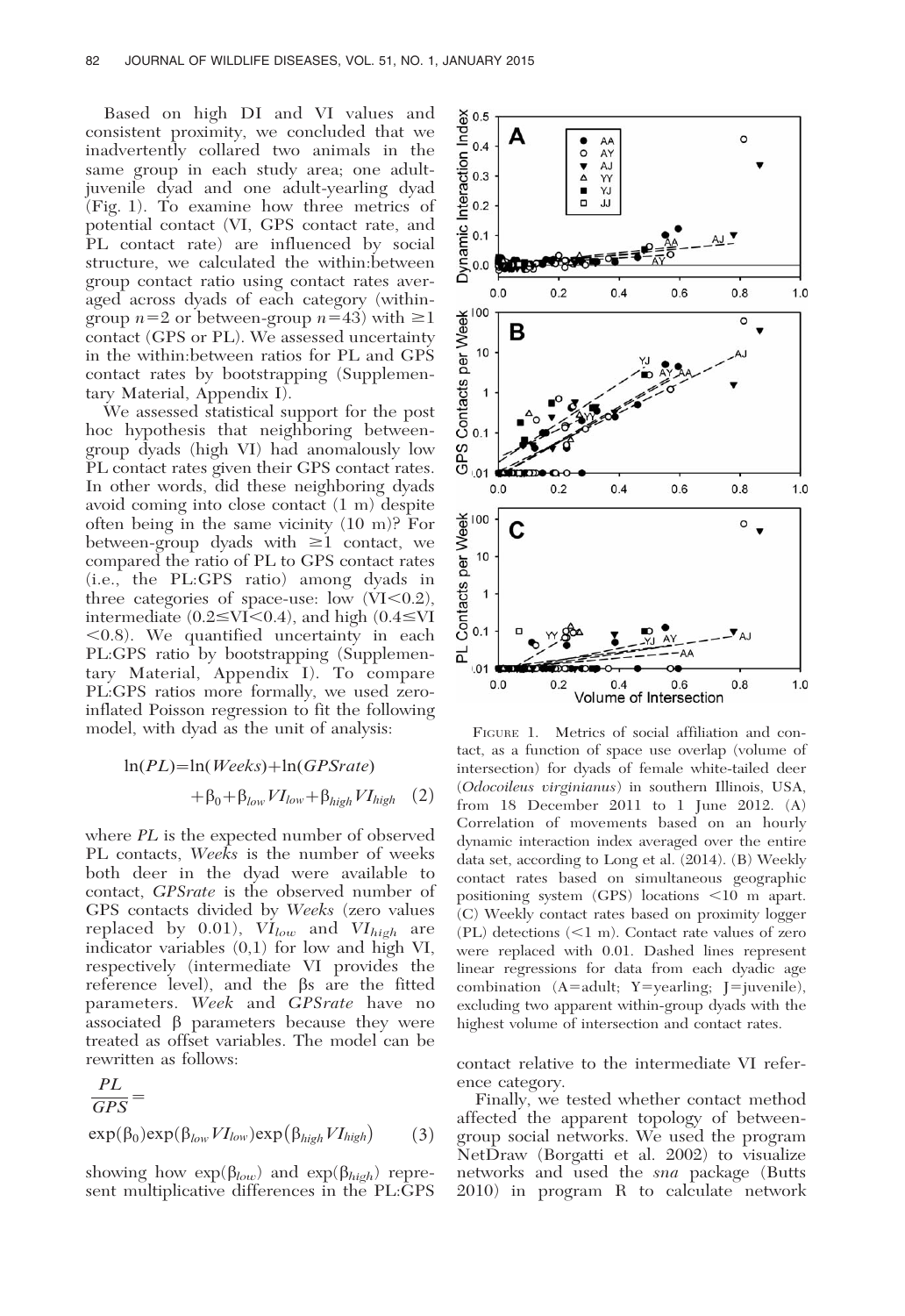Based on high DI and VI values and consistent proximity, we concluded that we inadvertently collared two animals in the same group in each study area; one adult-juvenile dyad and one adult-yearling dyad (Fig. 1). To examine how three metrics of potential contact (VI, GPS contact rate, and PL contact rate) are influenced by social structure, we calculated the within:between group contact ratio using contact rates averaged across dyads of each category (within-group $n=2$ or between-group $n=43$) with $\geq 1$ contact (GPS or PL). We assessed uncertainty in the within:between ratios for PL and GPS contact rates by bootstrapping (Supplementary Material, Appendix I).

We assessed statistical support for the post hoc hypothesis that neighboring between-group dyads (high VI) had anomalously low PL contact rates given their GPS contact rates. In other words, did these neighboring dyads avoid coming into close contact (1 m) despite often being in the same vicinity (10 m)? For between-group dyads with $\geq 1$ contact, we compared the ratio of PL to GPS contact rates (i.e., the PL:GPS ratio) among dyads in three categories of space-use: low ($VI<0.2$), intermediate ($0.2 \leq VI < 0.4$), and high ($0.4 \leq VI < 0.8$). We quantified uncertainty in each PL:GPS ratio by bootstrapping (Supplementary Material, Appendix I). To compare PL:GPS ratios more formally, we used zero-inflated Poisson regression to fit the following model, with dyad as the unit of analysis:

$$\ln(PL) = \ln(Weeks) + \ln(GPSrate) + \beta_0 + \beta_{low} VI_{low} + \beta_{high} VI_{high} \quad (2)$$

where $PL$ is the expected number of observed PL contacts, $Weeks$ is the number of weeks both deer in the dyad were available to contact, $GPSrate$ is the observed number of GPS contacts divided by $Weeks$ (zero values replaced by 0.01), $VI_{low}$ and $VI_{high}$ are indicator variables (0,1) for low and high VI, respectively (intermediate VI provides the reference level), and the βs are the fitted parameters. $Week$ and $GPSrate$ have no associated β parameters because they were treated as offset variables. The model can be rewritten as follows:

$$\frac{PL}{GPS} = \exp(\beta_0)\exp(\beta_{low} VI_{low})\exp(\beta_{high} VI_{high}) \quad (3)$$

showing how $\exp(\beta_{low})$ and $\exp(\beta_{high})$ represent multiplicative differences in the PL:GPS contact relative to the intermediate VI reference category.

Finally, we tested whether contact method affected the apparent topology of between-group social networks. We used the program NetDraw (Borgatti et al. 2002) to visualize networks and used the *sna* package (Butts 2010) in program R to calculate network

FIGURE 1. Metrics of social affiliation and contact, as a function of space use overlap (volume of intersection) for dyads of female white-tailed deer (*Odocoileus virginianus*) in southern Illinois, USA, from 18 December 2011 to 1 June 2012. (A) Correlation of movements based on an hourly dynamic interaction index averaged over the entire data set, according to Long et al. (2014). (B) Weekly contact rates based on simultaneous geographic positioning system (GPS) locations <10 m apart. (C) Weekly contact rates based on proximity logger (PL) detections (<1 m). Contact rate values of zero were replaced with 0.01. Dashed lines represent linear regressions for data from each dyadic age combination (A=adult; Y=yearling; J=juvenile), excluding two apparent within-group dyads with the highest volume of intersection and contact rates.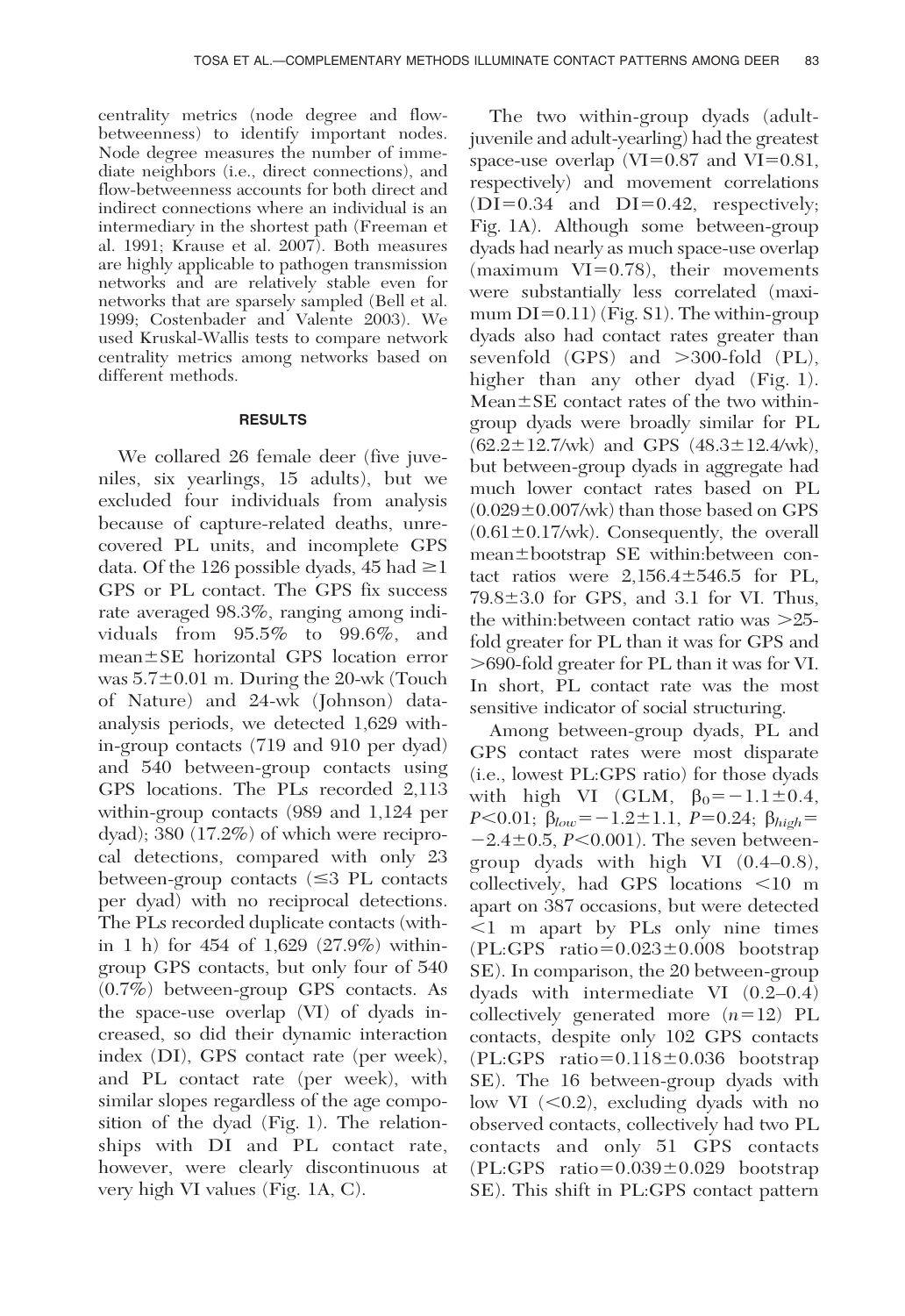centrality metrics (node degree and flow-betweenness) to identify important nodes. Node degree measures the number of immediate neighbors (i.e., direct connections), and flow-betweenness accounts for both direct and indirect connections where an individual is an intermediary in the shortest path (Freeman et al. 1991; Krause et al. 2007). Both measures are highly applicable to pathogen transmission networks and are relatively stable even for networks that are sparsely sampled (Bell et al. 1999; Costenbader and Valente 2003). We used Kruskal-Wallis tests to compare network centrality metrics among networks based on different methods.

## RESULTS

We collared 26 female deer (five juveniles, six yearlings, 15 adults), but we excluded four individuals from analysis because of capture-related deaths, unrecovered PL units, and incomplete GPS data. Of the 126 possible dyads, 45 had ≥1 GPS or PL contact. The GPS fix success rate averaged 98.3%, ranging among individuals from 95.5% to 99.6%, and mean±SE horizontal GPS location error was 5.7±0.01 m. During the 20-wk (Touch of Nature) and 24-wk (Johnson) data-analysis periods, we detected 1,629 within-group contacts (719 and 910 per dyad) and 540 between-group contacts using GPS locations. The PLs recorded 2,113 within-group contacts (989 and 1,124 per dyad); 380 (17.2%) of which were reciprocal detections, compared with only 23 between-group contacts (≤3 PL contacts per dyad) with no reciprocal detections. The PLs recorded duplicate contacts (within 1 h) for 454 of 1,629 (27.9%) within-group GPS contacts, but only four of 540 (0.7%) between-group GPS contacts. As the space-use overlap (VI) of dyads increased, so did their dynamic interaction index (DI), GPS contact rate (per week), and PL contact rate (per week), with similar slopes regardless of the age composition of the dyad (Fig. 1). The relationships with DI and PL contact rate, however, were clearly discontinuous at very high VI values (Fig. 1A, C).

The two within-group dyads (adult-juvenile and adult-yearling) had the greatest space-use overlap (VI=0.87 and VI=0.81, respectively) and movement correlations (DI=0.34 and DI=0.42, respectively; Fig. 1A). Although some between-group dyads had nearly as much space-use overlap (maximum VI=0.78), their movements were substantially less correlated (maximum DI=0.11) (Fig. S1). The within-group dyads also had contact rates greater than sevenfold (GPS) and >300-fold (PL), higher than any other dyad (Fig. 1). Mean±SE contact rates of the two within-group dyads were broadly similar for PL (62.2±12.7/wk) and GPS (48.3±12.4/wk), but between-group dyads in aggregate had much lower contact rates based on PL (0.029±0.007/wk) than those based on GPS (0.61±0.17/wk). Consequently, the overall mean±bootstrap SE within:between contact ratios were 2,156.4±546.5 for PL, 79.8±3.0 for GPS, and 3.1 for VI. Thus, the within:between contact ratio was >25-fold greater for PL than it was for GPS and >690-fold greater for PL than it was for VI. In short, PL contact rate was the most sensitive indicator of social structuring.

Among between-group dyads, PL and GPS contact rates were most disparate (i.e., lowest PL:GPS ratio) for those dyads with high VI (GLM, $\beta_0=-1.1\pm0.4$, $P<0.01$; $\beta_{low}=-1.2\pm1.1$, $P=0.24$; $\beta_{high}=-2.4\pm0.5$, $P<0.001$). The seven between-group dyads with high VI (0.4–0.8), collectively, had GPS locations <10 m apart on 387 occasions, but were detected <1 m apart by PLs only nine times (PL:GPS ratio=0.023±0.008 bootstrap SE). In comparison, the 20 between-group dyads with intermediate VI (0.2–0.4) collectively generated more ($n=12$) PL contacts, despite only 102 GPS contacts (PL:GPS ratio=0.118±0.036 bootstrap SE). The 16 between-group dyads with low VI (<0.2), excluding dyads with no observed contacts, collectively had two PL contacts and only 51 GPS contacts (PL:GPS ratio=0.039±0.029 bootstrap SE). This shift in PL:GPS contact pattern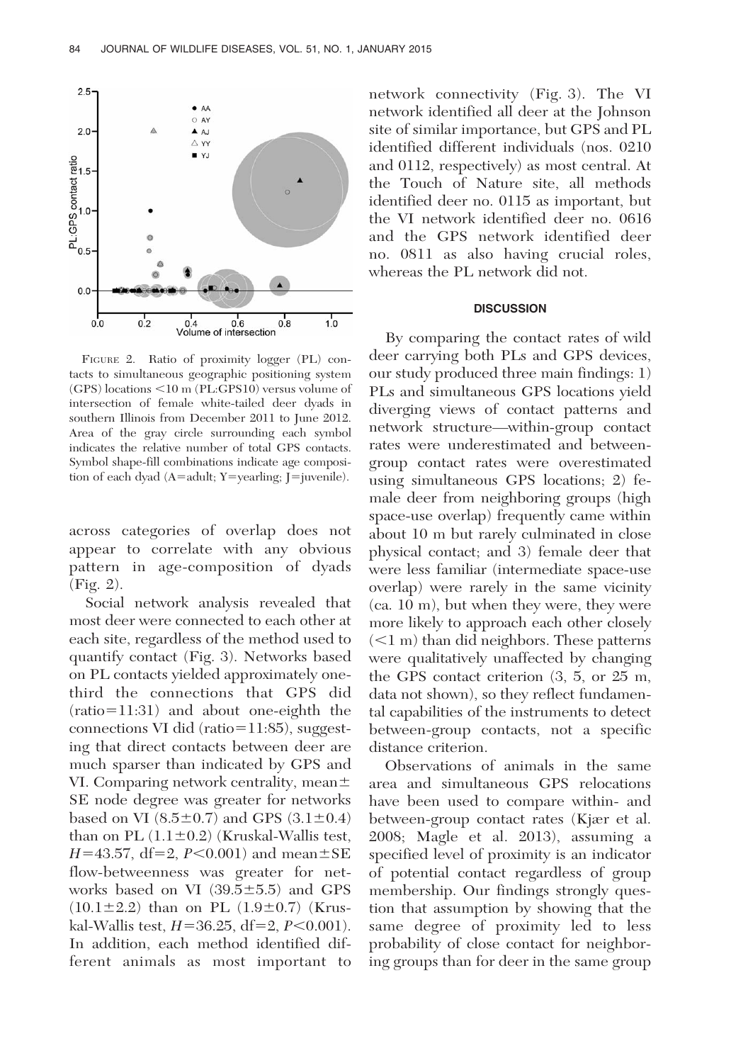FIGURE 2. Ratio of proximity logger (PL) contacts to simultaneous geographic positioning system (GPS) locations <10 m (PL:GPS10) versus volume of intersection of female white-tailed deer dyads in southern Illinois from December 2011 to June 2012. Area of the gray circle surrounding each symbol indicates the relative number of total GPS contacts. Symbol shape-fill combinations indicate age composition of each dyad (A=adult; Y=yearling; J=juvenile).

across categories of overlap does not appear to correlate with any obvious pattern in age-composition of dyads (Fig. 2).

Social network analysis revealed that most deer were connected to each other at each site, regardless of the method used to quantify contact (Fig. 3). Networks based on PL contacts yielded approximately one-third the connections that GPS did (ratio=11:31) and about one-eighth the connections VI did (ratio=11:85), suggesting that direct contacts between deer are much sparser than indicated by GPS and VI. Comparing network centrality, mean±SE node degree was greater for networks based on VI (8.5±0.7) and GPS (3.1±0.4) than on PL (1.1±0.2) (Kruskal-Wallis test, $H=43.57$, df=2, $P<0.001$) and mean±SE flow-betweenness was greater for networks based on VI (39.5±5.5) and GPS (10.1±2.2) than on PL (1.9±0.7) (Kruskal-Wallis test, $H=36.25$, df=2, $P<0.001$). In addition, each method identified different animals as most important to network connectivity (Fig. 3). The VI network identified all deer at the Johnson site of similar importance, but GPS and PL identified different individuals (nos. 0210 and 0112, respectively) as most central. At the Touch of Nature site, all methods identified deer no. 0115 as important, but the VI network identified deer no. 0616 and the GPS network identified deer no. 0811 as also having crucial roles, whereas the PL network did not.

## DISCUSSION

By comparing the contact rates of wild deer carrying both PLs and GPS devices, our study produced three main findings: 1) PLs and simultaneous GPS locations yield diverging views of contact patterns and network structure—within-group contact rates were underestimated and between-group contact rates were overestimated using simultaneous GPS locations; 2) female deer from neighboring groups (high space-use overlap) frequently came within about 10 m but rarely culminated in close physical contact; and 3) female deer that were less familiar (intermediate space-use overlap) were rarely in the same vicinity (ca. 10 m), but when they were, they were more likely to approach each other closely (<1 m) than did neighbors. These patterns were qualitatively unaffected by changing the GPS contact criterion (3, 5, or 25 m, data not shown), so they reflect fundamental capabilities of the instruments to detect between-group contacts, not a specific distance criterion.

Observations of animals in the same area and simultaneous GPS relocations have been used to compare within- and between-group contact rates (Kjær et al. 2008; Magle et al. 2013), assuming a specified level of proximity is an indicator of potential contact regardless of group membership. Our findings strongly question that assumption by showing that the same degree of proximity led to less probability of close contact for neighboring groups than for deer in the same group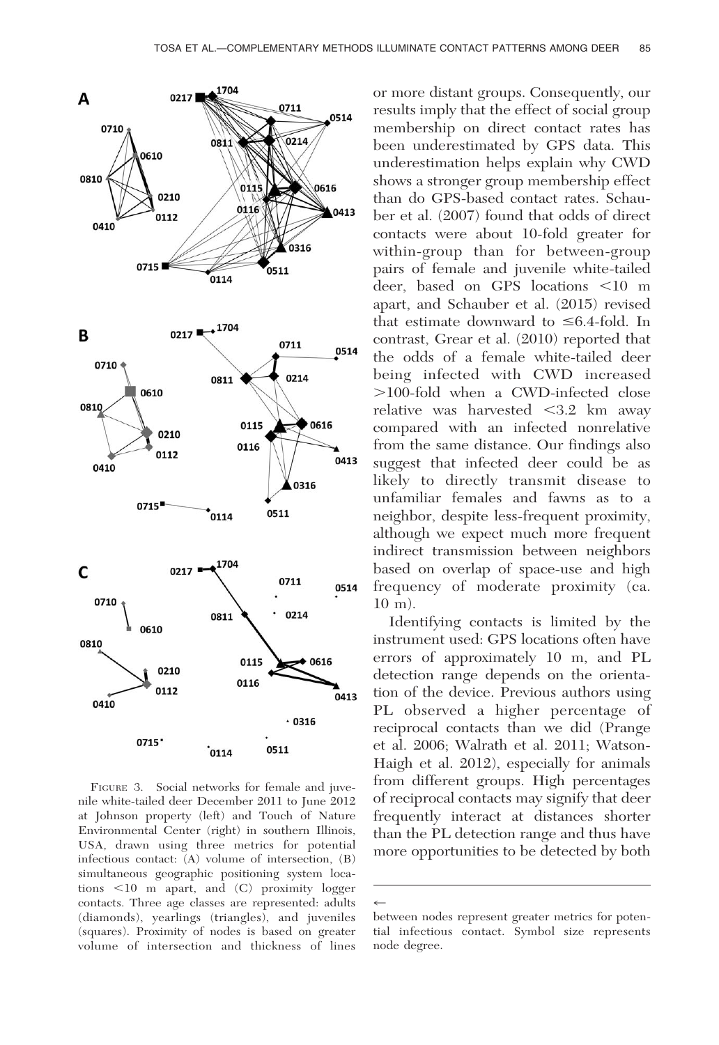FIGURE 3. Social networks for female and juvenile white-tailed deer December 2011 to June 2012 at Johnson property (left) and Touch of Nature Environmental Center (right) in southern Illinois, USA, drawn using three metrics for potential infectious contact: (A) volume of intersection, (B) simultaneous geographic positioning system locations <10 m apart, and (C) proximity logger contacts. Three age classes are represented: adults (diamonds), yearlings (triangles), and juveniles (squares). Proximity of nodes is based on greater volume of intersection and thickness of lines between nodes represent greater metrics for potential infectious contact. Symbol size represents node degree.

or more distant groups. Consequently, our results imply that the effect of social group membership on direct contact rates has been underestimated by GPS data. This underestimation helps explain why CWD shows a stronger group membership effect than do GPS-based contact rates. Schauber et al. (2007) found that odds of direct contacts were about 10-fold greater for within-group than for between-group pairs of female and juvenile white-tailed deer, based on GPS locations <10 m apart, and Schauber et al. (2015) revised that estimate downward to ≤6.4-fold. In contrast, Grear et al. (2010) reported that the odds of a female white-tailed deer being infected with CWD increased >100-fold when a CWD-infected close relative was harvested <3.2 km away compared with an infected nonrelative from the same distance. Our findings also suggest that infected deer could be as likely to directly transmit disease to unfamiliar females and fawns as to a neighbor, despite less-frequent proximity, although we expect much more frequent indirect transmission between neighbors based on overlap of space-use and high frequency of moderate proximity (ca. 10 m).

Identifying contacts is limited by the instrument used: GPS locations often have errors of approximately 10 m, and PL detection range depends on the orientation of the device. Previous authors using PL observed a higher percentage of reciprocal contacts than we did (Prange et al. 2006; Walrath et al. 2011; Watson-Haigh et al. 2012), especially for animals from different groups. High percentages of reciprocal contacts may signify that deer frequently interact at distances shorter than the PL detection range and thus have more opportunities to be detected by both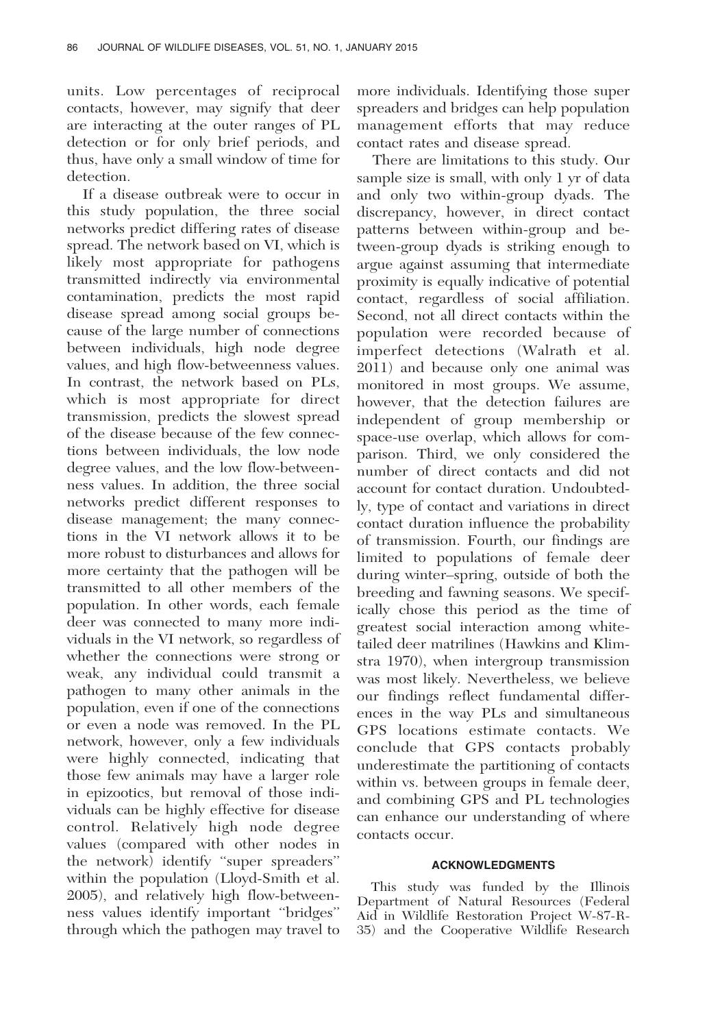units. Low percentages of reciprocal contacts, however, may signify that deer are interacting at the outer ranges of PL detection or for only brief periods, and thus, have only a small window of time for detection.

If a disease outbreak were to occur in this study population, the three social networks predict differing rates of disease spread. The network based on VI, which is likely most appropriate for pathogens transmitted indirectly via environmental contamination, predicts the most rapid disease spread among social groups because of the large number of connections between individuals, high node degree values, and high flow-betweenness values. In contrast, the network based on PLs, which is most appropriate for direct transmission, predicts the slowest spread of the disease because of the few connections between individuals, the low node degree values, and the low flow-betweenness values. In addition, the three social networks predict different responses to disease management; the many connections in the VI network allows it to be more robust to disturbances and allows for more certainty that the pathogen will be transmitted to all other members of the population. In other words, each female deer was connected to many more individuals in the VI network, so regardless of whether the connections were strong or weak, any individual could transmit a pathogen to many other animals in the population, even if one of the connections or even a node was removed. In the PL network, however, only a few individuals were highly connected, indicating that those few animals may have a larger role in epizootics, but removal of those individuals can be highly effective for disease control. Relatively high node degree values (compared with other nodes in the network) identify "super spreaders" within the population (Lloyd-Smith et al. 2005), and relatively high flow-betweenness values identify important "bridges" through which the pathogen may travel to more individuals. Identifying those super spreaders and bridges can help population management efforts that may reduce contact rates and disease spread.

There are limitations to this study. Our sample size is small, with only 1 yr of data and only two within-group dyads. The discrepancy, however, in direct contact patterns between within-group and between-group dyads is striking enough to argue against assuming that intermediate proximity is equally indicative of potential contact, regardless of social affiliation. Second, not all direct contacts within the population were recorded because of imperfect detections (Walrath et al. 2011) and because only one animal was monitored in most groups. We assume, however, that the detection failures are independent of group membership or space-use overlap, which allows for comparison. Third, we only considered the number of direct contacts and did not account for contact duration. Undoubtedly, type of contact and variations in direct contact duration influence the probability of transmission. Fourth, our findings are limited to populations of female deer during winter–spring, outside of both the breeding and fawning seasons. We specifically chose this period as the time of greatest social interaction among white-tailed deer matrilines (Hawkins and Klimstra 1970), when intergroup transmission was most likely. Nevertheless, we believe our findings reflect fundamental differences in the way PLs and simultaneous GPS locations estimate contacts. We conclude that GPS contacts probably underestimate the partitioning of contacts within vs. between groups in female deer, and combining GPS and PL technologies can enhance our understanding of where contacts occur.

## ACKNOWLEDGMENTS

This study was funded by the Illinois Department of Natural Resources (Federal Aid in Wildlife Restoration Project W-87-R-35) and the Cooperative Wildlife Research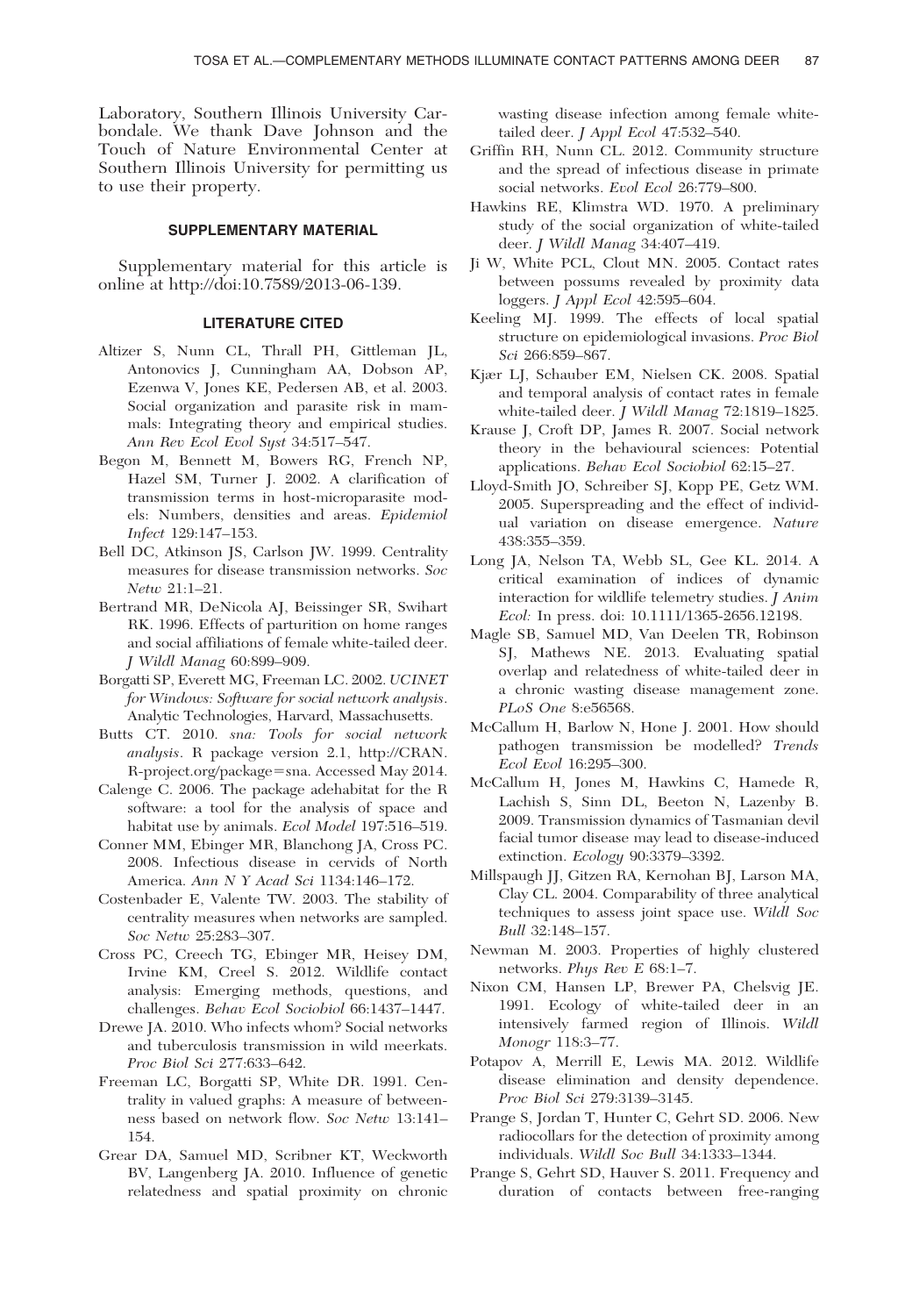Laboratory, Southern Illinois University Carbondale. We thank Dave Johnson and the Touch of Nature Environmental Center at Southern Illinois University for permitting us to use their property.

## SUPPLEMENTARY MATERIAL

Supplementary material for this article is online at http://doi:10.7589/2013-06-139.

## LITERATURE CITED

Altizer S, Nunn CL, Thrall PH, Gittleman JL, Antonovics J, Cunningham AA, Dobson AP, Ezenwa V, Jones KE, Pedersen AB, et al. 2003. Social organization and parasite risk in mammals: Integrating theory and empirical studies. *Ann Rev Ecol Evol Syst* 34:517–547.

Begon M, Bennett M, Bowers RG, French NP, Hazel SM, Turner J. 2002. A clarification of transmission terms in host-microparasite models: Numbers, densities and areas. *Epidemiol Infect* 129:147–153.

Bell DC, Atkinson JS, Carlson JW. 1999. Centrality measures for disease transmission networks. *Soc Netw* 21:1–21.

Bertrand MR, DeNicola AJ, Beissinger SR, Swihart RK. 1996. Effects of parturition on home ranges and social affiliations of female white-tailed deer. *J Wildl Manag* 60:899–909.

Borgatti SP, Everett MG, Freeman LC. 2002. *UCINET for Windows: Software for social network analysis*. Analytic Technologies, Harvard, Massachusetts.

Butts CT. 2010. *sna: Tools for social network analysis*. R package version 2.1, http://CRAN.R-project.org/package=sna. Accessed May 2014.

Calenge C. 2006. The package adehabitat for the R software: a tool for the analysis of space and habitat use by animals. *Ecol Model* 197:516–519.

Conner MM, Ebinger MR, Blanchong JA, Cross PC. 2008. Infectious disease in cervids of North America. *Ann N Y Acad Sci* 1134:146–172.

Costenbader E, Valente TW. 2003. The stability of centrality measures when networks are sampled. *Soc Netw* 25:283–307.

Cross PC, Creech TG, Ebinger MR, Heisey DM, Irvine KM, Creel S. 2012. Wildlife contact analysis: Emerging methods, questions, and challenges. *Behav Ecol Sociobiol* 66:1437–1447.

Drewe JA. 2010. Who infects whom? Social networks and tuberculosis transmission in wild meerkats. *Proc Biol Sci* 277:633–642.

Freeman LC, Borgatti SP, White DR. 1991. Centrality in valued graphs: A measure of betweenness based on network flow. *Soc Netw* 13:141–154.

Grear DA, Samuel MD, Scribner KT, Weckworth BV, Langenberg JA. 2010. Influence of genetic relatedness and spatial proximity on chronic wasting disease infection among female white-tailed deer. *J Appl Ecol* 47:532–540.

Griffin RH, Nunn CL. 2012. Community structure and the spread of infectious disease in primate social networks. *Evol Ecol* 26:779–800.

Hawkins RE, Klimstra WD. 1970. A preliminary study of the social organization of white-tailed deer. *J Wildl Manag* 34:407–419.

Ji W, White PCL, Clout MN. 2005. Contact rates between possums revealed by proximity data loggers. *J Appl Ecol* 42:595–604.

Keeling MJ. 1999. The effects of local spatial structure on epidemiological invasions. *Proc Biol Sci* 266:859–867.

Kjær LJ, Schauber EM, Nielsen CK. 2008. Spatial and temporal analysis of contact rates in female white-tailed deer. *J Wildl Manag* 72:1819–1825.

Krause J, Croft DP, James R. 2007. Social network theory in the behavioural sciences: Potential applications. *Behav Ecol Sociobiol* 62:15–27.

Lloyd-Smith JO, Schreiber SJ, Kopp PE, Getz WM. 2005. Superspreading and the effect of individual variation on disease emergence. *Nature* 438:355–359.

Long JA, Nelson TA, Webb SL, Gee KL. 2014. A critical examination of indices of dynamic interaction for wildlife telemetry studies. *J Anim Ecol:* In press. doi: 10.1111/1365-2656.12198.

Magle SB, Samuel MD, Van Deelen TR, Robinson SJ, Mathews NE. 2013. Evaluating spatial overlap and relatedness of white-tailed deer in a chronic wasting disease management zone. *PLoS One* 8:e56568.

McCallum H, Barlow N, Hone J. 2001. How should pathogen transmission be modelled? *Trends Ecol Evol* 16:295–300.

McCallum H, Jones M, Hawkins C, Hamede R, Lachish S, Sinn DL, Beeton N, Lazenby B. 2009. Transmission dynamics of Tasmanian devil facial tumor disease may lead to disease-induced extinction. *Ecology* 90:3379–3392.

Millspaugh JJ, Gitzen RA, Kernohan BJ, Larson MA, Clay CL. 2004. Comparability of three analytical techniques to assess joint space use. *Wildl Soc Bull* 32:148–157.

Newman M. 2003. Properties of highly clustered networks. *Phys Rev E* 68:1–7.

Nixon CM, Hansen LP, Brewer PA, Chelsvig JE. 1991. Ecology of white-tailed deer in an intensively farmed region of Illinois. *Wildl Monogr* 118:3–77.

Potapov A, Merrill E, Lewis MA. 2012. Wildlife disease elimination and density dependence. *Proc Biol Sci* 279:3139–3145.

Prange S, Jordan T, Hunter C, Gehrt SD. 2006. New radiocollars for the detection of proximity among individuals. *Wildl Soc Bull* 34:1333–1344.

Prange S, Gehrt SD, Hauver S. 2011. Frequency and duration of contacts between free-ranging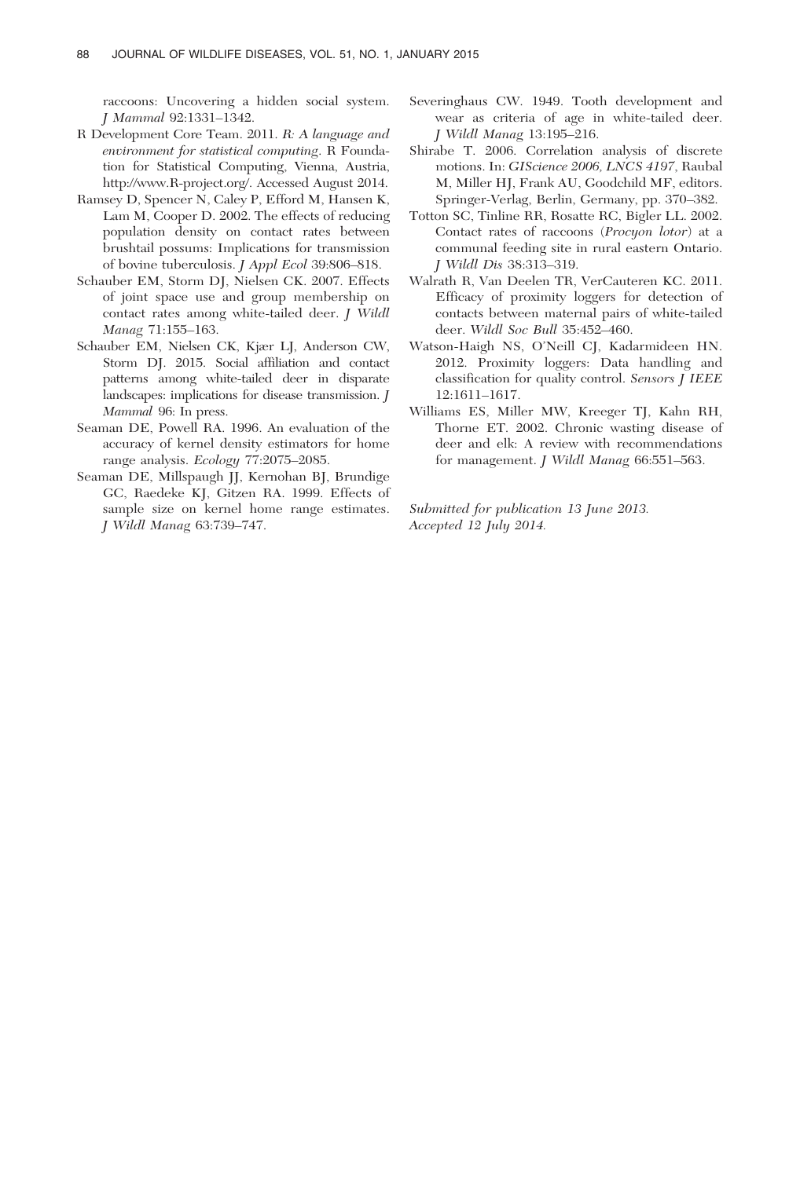raccoons: Uncovering a hidden social system. *J Mammal* 92:1331–1342.

R Development Core Team. 2011. *R: A language and environment for statistical computing.* R Foundation for Statistical Computing, Vienna, Austria, http://www.R-project.org/. Accessed August 2014.

Ramsey D, Spencer N, Caley P, Efford M, Hansen K, Lam M, Cooper D. 2002. The effects of reducing population density on contact rates between brushtail possums: Implications for transmission of bovine tuberculosis. *J Appl Ecol* 39:806–818.

Schauber EM, Storm DJ, Nielsen CK. 2007. Effects of joint space use and group membership on contact rates among white-tailed deer. *J Wildl Manag* 71:155–163.

Schauber EM, Nielsen CK, Kjær LJ, Anderson CW, Storm DJ. 2015. Social affiliation and contact patterns among white-tailed deer in disparate landscapes: implications for disease transmission. *J Mammal* 96: In press.

Seaman DE, Powell RA. 1996. An evaluation of the accuracy of kernel density estimators for home range analysis. *Ecology* 77:2075–2085.

Seaman DE, Millspaugh JJ, Kernohan BJ, Brundige GC, Raedeke KJ, Gitzen RA. 1999. Effects of sample size on kernel home range estimates. *J Wildl Manag* 63:739–747.

Severinghaus CW. 1949. Tooth development and wear as criteria of age in white-tailed deer. *J Wildl Manag* 13:195–216.

Shirabe T. 2006. Correlation analysis of discrete motions. In: *GIScience 2006, LNCS 4197*, Raubal M, Miller HJ, Frank AU, Goodchild MF, editors. Springer-Verlag, Berlin, Germany, pp. 370–382.

Totton SC, Tinline RR, Rosatte RC, Bigler LL. 2002. Contact rates of raccoons (*Procyon lotor*) at a communal feeding site in rural eastern Ontario. *J Wildl Dis* 38:313–319.

Walrath R, Van Deelen TR, VerCauteren KC. 2011. Efficacy of proximity loggers for detection of contacts between maternal pairs of white-tailed deer. *Wildl Soc Bull* 35:452–460.

Watson-Haigh NS, O'Neill CJ, Kadarmideen HN. 2012. Proximity loggers: Data handling and classification for quality control. *Sensors J IEEE* 12:1611–1617.

Williams ES, Miller MW, Kreeger TJ, Kahn RH, Thorne ET. 2002. Chronic wasting disease of deer and elk: A review with recommendations for management. *J Wildl Manag* 66:551–563.

*Submitted for publication 13 June 2013.*
*Accepted 12 July 2014.*